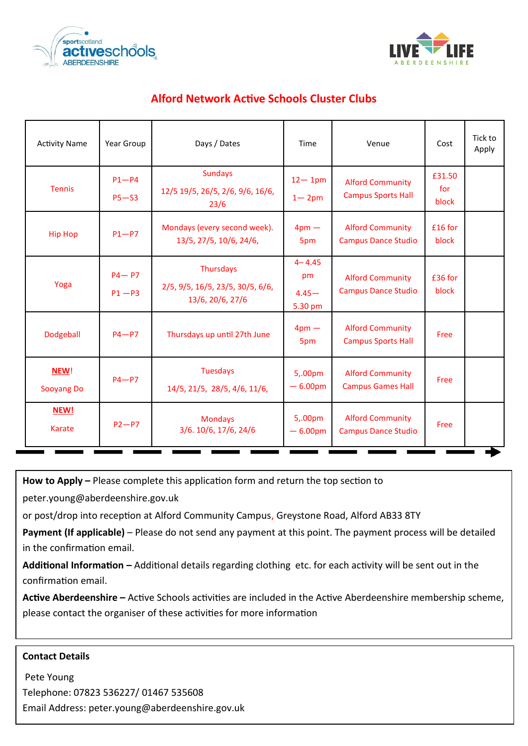sportscotland activeschools ABERDEENSHIRE

LIVE LIFE ABERDEENSHIRE

# Alford Network Active Schools Cluster Clubs

| Activity Name | Year Group | Days / Dates | Time | Venue | Cost | Tick to Apply |
|---|---|---|---|---|---|---|
| Tennis | P1—P4<br>P5—S3 | Sundays<br>12/5 19/5, 26/5, 2/6, 9/6, 16/6, 23/6 | 12— 1pm<br>1— 2pm | Alford Community Campus Sports Hall | £31.50 for block | |
| Hip Hop | P1—P7 | Mondays (every second week).<br>13/5, 27/5, 10/6, 24/6, | 4pm — 5pm | Alford Community Campus Dance Studio | £16 for block | |
| Yoga | P4— P7<br>P1 —P3 | Thursdays<br>2/5, 9/5, 16/5, 23/5, 30/5, 6/6, 13/6, 20/6, 27/6 | 4– 4.45 pm<br>4.45— 5.30 pm | Alford Community Campus Dance Studio | £36 for block | |
| Dodgeball | P4—P7 | Thursdays up until 27th June | 4pm — 5pm | Alford Community Campus Sports Hall | Free | |
| **NEW**!<br>Sooyang Do | P4—P7 | Tuesdays<br>14/5, 21/5, 28/5, 4/6, 11/6, | 5,.00pm — 6.00pm | Alford Community Campus Games Hall | Free | |
| **NEW!**<br>Karate | P2—P7 | Mondays<br>3/6. 10/6, 17/6, 24/6 | 5,.00pm — 6.00pm | Alford Community Campus Dance Studio | Free | |

**How to Apply –** Please complete this application form and return the top section to peter.young@aberdeenshire.gov.uk

or post/drop into reception at Alford Community Campus, Greystone Road, Alford AB33 8TY

**Payment (If applicable)** – Please do not send any payment at this point. The payment process will be detailed in the confirmation email.

**Additional Information –** Additional details regarding clothing etc. for each activity will be sent out in the confirmation email.

**Active Aberdeenshire –** Active Schools activities are included in the Active Aberdeenshire membership scheme, please contact the organiser of these activities for more information

**Contact Details**

Pete Young
Telephone: 07823 536227/ 01467 535608
Email Address: peter.young@aberdeenshire.gov.uk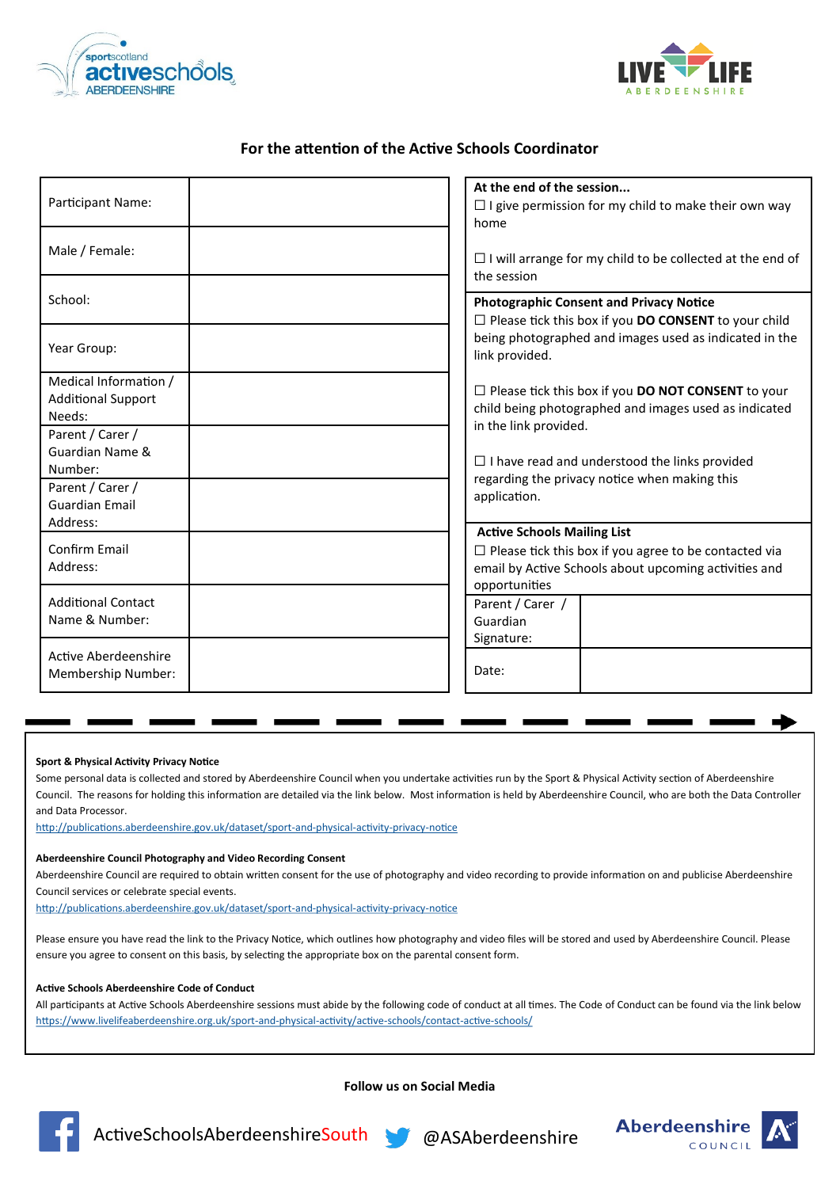**For the attention of the Active Schools Coordinator**

| | |
|---|---|
| Participant Name: | |
| Male / Female: | |
| School: | |
| Year Group: | |
| Medical Information / Additional Support Needs: | |
| Parent / Carer / Guardian Name & Number: | |
| Parent / Carer / Guardian Email Address: | |
| Confirm Email Address: | |
| Additional Contact Name & Number: | |
| Active Aberdeenshire Membership Number: | |

**At the end of the session...**

☐ I give permission for my child to make their own way home

☐ I will arrange for my child to be collected at the end of the session

**Photographic Consent and Privacy Notice**

☐ Please tick this box if you **DO CONSENT** to your child being photographed and images used as indicated in the link provided.

☐ Please tick this box if you **DO NOT CONSENT** to your child being photographed and images used as indicated in the link provided.

☐ I have read and understood the links provided regarding the privacy notice when making this application.

**Active Schools Mailing List**

☐ Please tick this box if you agree to be contacted via email by Active Schools about upcoming activities and opportunities

| | |
|---|---|
| Parent / Carer / Guardian Signature: | |
| Date: | |

**Sport & Physical Activity Privacy Notice**

Some personal data is collected and stored by Aberdeenshire Council when you undertake activities run by the Sport & Physical Activity section of Aberdeenshire Council. The reasons for holding this information are detailed via the link below. Most information is held by Aberdeenshire Council, who are both the Data Controller and Data Processor.

http://publications.aberdeenshire.gov.uk/dataset/sport-and-physical-activity-privacy-notice

**Aberdeenshire Council Photography and Video Recording Consent**

Aberdeenshire Council are required to obtain written consent for the use of photography and video recording to provide information on and publicise Aberdeenshire Council services or celebrate special events.

http://publications.aberdeenshire.gov.uk/dataset/sport-and-physical-activity-privacy-notice

Please ensure you have read the link to the Privacy Notice, which outlines how photography and video files will be stored and used by Aberdeenshire Council. Please ensure you agree to consent on this basis, by selecting the appropriate box on the parental consent form.

**Active Schools Aberdeenshire Code of Conduct**

All participants at Active Schools Aberdeenshire sessions must abide by the following code of conduct at all times. The Code of Conduct can be found via the link below

https://www.livelifeaberdeenshire.org.uk/sport-and-physical-activity/active-schools/contact-active-schools/

**Follow us on Social Media**

ActiveSchoolsAberdeenshireSouth

@ASAberdeenshire